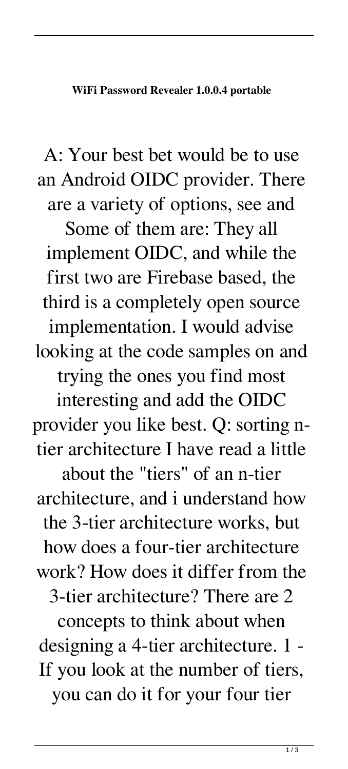**WiFi Password Revealer 1.0.0.4 portable**

A: Your best bet would be to use an Android OIDC provider. There are a variety of options, see and Some of them are: They all implement OIDC, and while the first two are Firebase based, the third is a completely open source implementation. I would advise looking at the code samples on and trying the ones you find most interesting and add the OIDC provider you like best. Q: sorting n-tier architecture I have read a little about the "tiers" of an n-tier architecture, and i understand how the 3-tier architecture works, but how does a four-tier architecture work? How does it differ from the 3-tier architecture? There are 2 concepts to think about when designing a 4-tier architecture. 1 - If you look at the number of tiers, you can do it for your four tier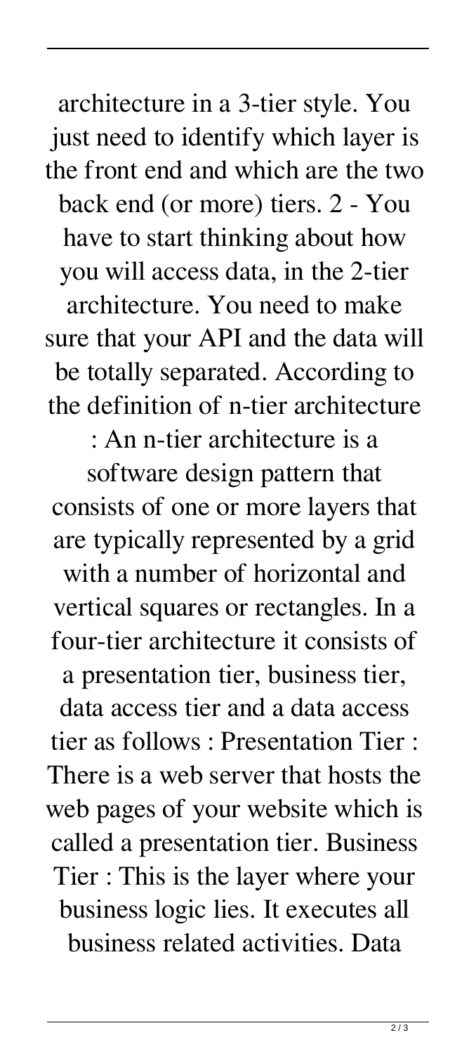architecture in a 3-tier style. You just need to identify which layer is the front end and which are the two back end (or more) tiers. 2 - You have to start thinking about how you will access data, in the 2-tier architecture. You need to make sure that your API and the data will be totally separated. According to the definition of n-tier architecture : An n-tier architecture is a software design pattern that consists of one or more layers that are typically represented by a grid with a number of horizontal and vertical squares or rectangles. In a four-tier architecture it consists of a presentation tier, business tier, data access tier and a data access tier as follows : Presentation Tier : There is a web server that hosts the web pages of your website which is called a presentation tier. Business Tier : This is the layer where your business logic lies. It executes all business related activities. Data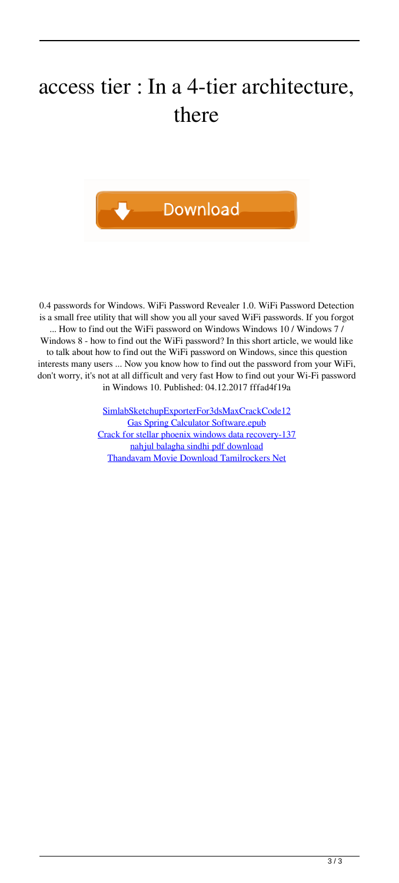# access tier : In a 4-tier architecture, there

Download

0.4 passwords for Windows. WiFi Password Revealer 1.0. WiFi Password Detection is a small free utility that will show you all your saved WiFi passwords. If you forgot ... How to find out the WiFi password on Windows Windows 10 / Windows 7 / Windows 8 - how to find out the WiFi password? In this short article, we would like to talk about how to find out the WiFi password on Windows, since this question interests many users ... Now you know how to find out the password from your WiFi, don't worry, it's not at all difficult and very fast How to find out your Wi-Fi password in Windows 10. Published: 04.12.2017 fffad4f19a

SimlabSketchupExporterFor3dsMaxCrackCode12
Gas Spring Calculator Software.epub
Crack for stellar phoenix windows data recovery-137
nahjul balagha sindhi pdf download
Thandavam Movie Download Tamilrockers Net